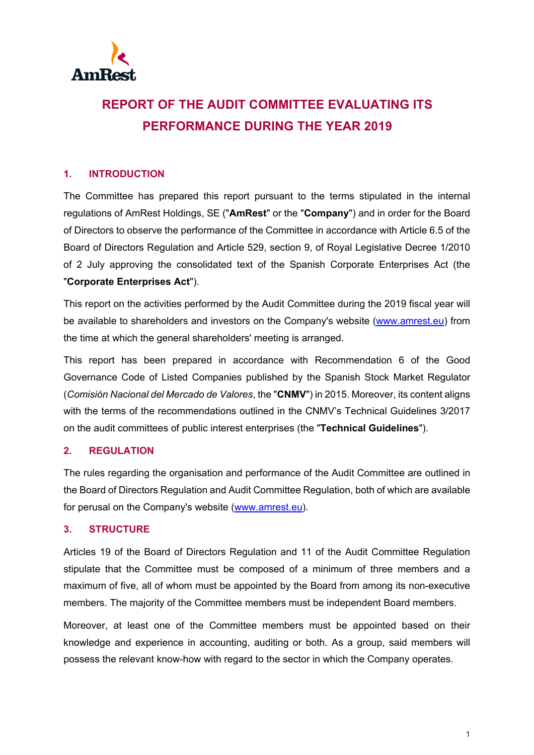# REPORT OF THE AUDIT COMMITTEE EVALUATING ITS PERFORMANCE DURING THE YEAR 2019

## 1. INTRODUCTION

The Committee has prepared this report pursuant to the terms stipulated in the internal regulations of AmRest Holdings, SE ("**AmRest**" or the "**Company**") and in order for the Board of Directors to observe the performance of the Committee in accordance with Article 6.5 of the Board of Directors Regulation and Article 529, section 9, of Royal Legislative Decree 1/2010 of 2 July approving the consolidated text of the Spanish Corporate Enterprises Act (the "**Corporate Enterprises Act**").

This report on the activities performed by the Audit Committee during the 2019 fiscal year will be available to shareholders and investors on the Company's website (www.amrest.eu) from the time at which the general shareholders' meeting is arranged.

This report has been prepared in accordance with Recommendation 6 of the Good Governance Code of Listed Companies published by the Spanish Stock Market Regulator (*Comisión Nacional del Mercado de Valores*, the "**CNMV**") in 2015. Moreover, its content aligns with the terms of the recommendations outlined in the CNMV's Technical Guidelines 3/2017 on the audit committees of public interest enterprises (the "**Technical Guidelines**").

## 2. REGULATION

The rules regarding the organisation and performance of the Audit Committee are outlined in the Board of Directors Regulation and Audit Committee Regulation, both of which are available for perusal on the Company's website (www.amrest.eu).

## 3. STRUCTURE

Articles 19 of the Board of Directors Regulation and 11 of the Audit Committee Regulation stipulate that the Committee must be composed of a minimum of three members and a maximum of five, all of whom must be appointed by the Board from among its non-executive members. The majority of the Committee members must be independent Board members.

Moreover, at least one of the Committee members must be appointed based on their knowledge and experience in accounting, auditing or both. As a group, said members will possess the relevant know-how with regard to the sector in which the Company operates.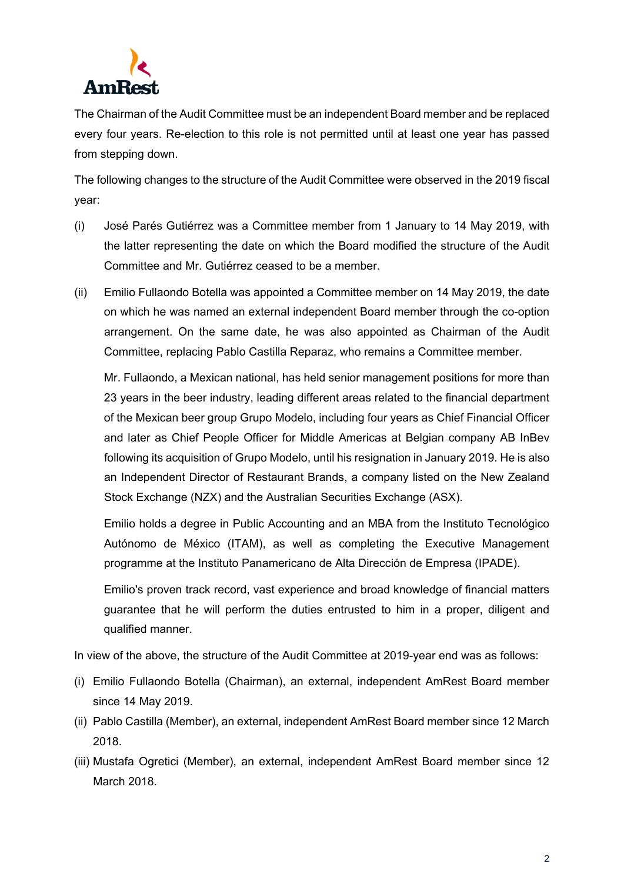The Chairman of the Audit Committee must be an independent Board member and be replaced every four years. Re-election to this role is not permitted until at least one year has passed from stepping down.

The following changes to the structure of the Audit Committee were observed in the 2019 fiscal year:

(i) José Parés Gutiérrez was a Committee member from 1 January to 14 May 2019, with the latter representing the date on which the Board modified the structure of the Audit Committee and Mr. Gutiérrez ceased to be a member.

(ii) Emilio Fullaondo Botella was appointed a Committee member on 14 May 2019, the date on which he was named an external independent Board member through the co-option arrangement. On the same date, he was also appointed as Chairman of the Audit Committee, replacing Pablo Castilla Reparaz, who remains a Committee member.

Mr. Fullaondo, a Mexican national, has held senior management positions for more than 23 years in the beer industry, leading different areas related to the financial department of the Mexican beer group Grupo Modelo, including four years as Chief Financial Officer and later as Chief People Officer for Middle Americas at Belgian company AB InBev following its acquisition of Grupo Modelo, until his resignation in January 2019. He is also an Independent Director of Restaurant Brands, a company listed on the New Zealand Stock Exchange (NZX) and the Australian Securities Exchange (ASX).

Emilio holds a degree in Public Accounting and an MBA from the Instituto Tecnológico Autónomo de México (ITAM), as well as completing the Executive Management programme at the Instituto Panamericano de Alta Dirección de Empresa (IPADE).

Emilio's proven track record, vast experience and broad knowledge of financial matters guarantee that he will perform the duties entrusted to him in a proper, diligent and qualified manner.

In view of the above, the structure of the Audit Committee at 2019-year end was as follows:

(i) Emilio Fullaondo Botella (Chairman), an external, independent AmRest Board member since 14 May 2019.

(ii) Pablo Castilla (Member), an external, independent AmRest Board member since 12 March 2018.

(iii) Mustafa Ogretici (Member), an external, independent AmRest Board member since 12 March 2018.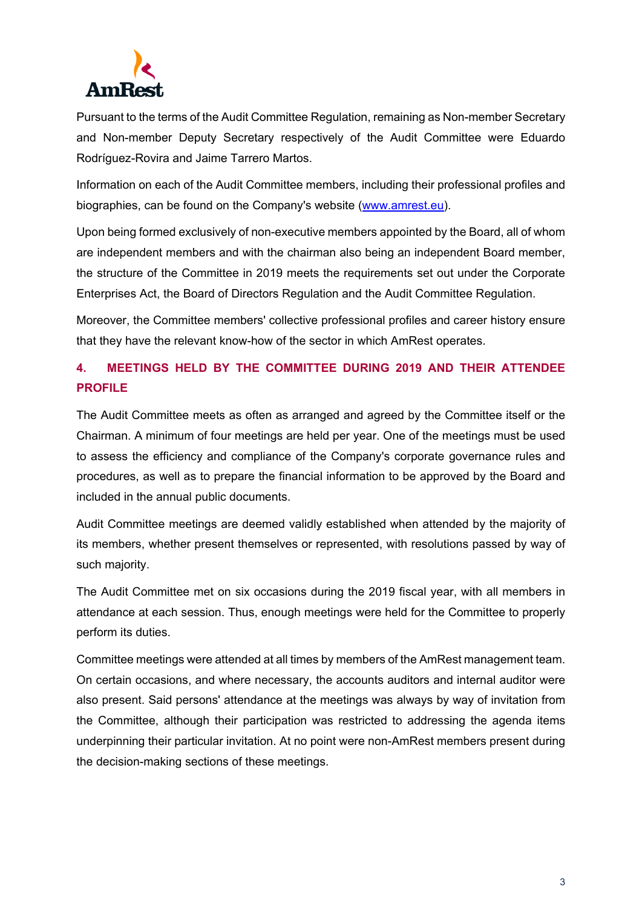Pursuant to the terms of the Audit Committee Regulation, remaining as Non-member Secretary and Non-member Deputy Secretary respectively of the Audit Committee were Eduardo Rodríguez-Rovira and Jaime Tarrero Martos.

Information on each of the Audit Committee members, including their professional profiles and biographies, can be found on the Company's website (www.amrest.eu).

Upon being formed exclusively of non-executive members appointed by the Board, all of whom are independent members and with the chairman also being an independent Board member, the structure of the Committee in 2019 meets the requirements set out under the Corporate Enterprises Act, the Board of Directors Regulation and the Audit Committee Regulation.

Moreover, the Committee members' collective professional profiles and career history ensure that they have the relevant know-how of the sector in which AmRest operates.

## 4. MEETINGS HELD BY THE COMMITTEE DURING 2019 AND THEIR ATTENDEE PROFILE

The Audit Committee meets as often as arranged and agreed by the Committee itself or the Chairman. A minimum of four meetings are held per year. One of the meetings must be used to assess the efficiency and compliance of the Company's corporate governance rules and procedures, as well as to prepare the financial information to be approved by the Board and included in the annual public documents.

Audit Committee meetings are deemed validly established when attended by the majority of its members, whether present themselves or represented, with resolutions passed by way of such majority.

The Audit Committee met on six occasions during the 2019 fiscal year, with all members in attendance at each session. Thus, enough meetings were held for the Committee to properly perform its duties.

Committee meetings were attended at all times by members of the AmRest management team. On certain occasions, and where necessary, the accounts auditors and internal auditor were also present. Said persons' attendance at the meetings was always by way of invitation from the Committee, although their participation was restricted to addressing the agenda items underpinning their particular invitation. At no point were non-AmRest members present during the decision-making sections of these meetings.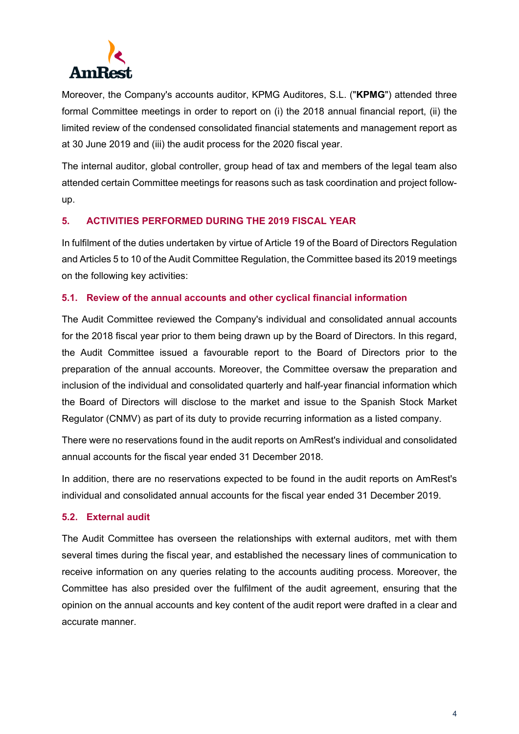Moreover, the Company's accounts auditor, KPMG Auditores, S.L. ("**KPMG**") attended three formal Committee meetings in order to report on (i) the 2018 annual financial report, (ii) the limited review of the condensed consolidated financial statements and management report as at 30 June 2019 and (iii) the audit process for the 2020 fiscal year.

The internal auditor, global controller, group head of tax and members of the legal team also attended certain Committee meetings for reasons such as task coordination and project follow-up.

## 5. ACTIVITIES PERFORMED DURING THE 2019 FISCAL YEAR

In fulfilment of the duties undertaken by virtue of Article 19 of the Board of Directors Regulation and Articles 5 to 10 of the Audit Committee Regulation, the Committee based its 2019 meetings on the following key activities:

### 5.1. Review of the annual accounts and other cyclical financial information

The Audit Committee reviewed the Company's individual and consolidated annual accounts for the 2018 fiscal year prior to them being drawn up by the Board of Directors. In this regard, the Audit Committee issued a favourable report to the Board of Directors prior to the preparation of the annual accounts. Moreover, the Committee oversaw the preparation and inclusion of the individual and consolidated quarterly and half-year financial information which the Board of Directors will disclose to the market and issue to the Spanish Stock Market Regulator (CNMV) as part of its duty to provide recurring information as a listed company.

There were no reservations found in the audit reports on AmRest's individual and consolidated annual accounts for the fiscal year ended 31 December 2018.

In addition, there are no reservations expected to be found in the audit reports on AmRest's individual and consolidated annual accounts for the fiscal year ended 31 December 2019.

### 5.2. External audit

The Audit Committee has overseen the relationships with external auditors, met with them several times during the fiscal year, and established the necessary lines of communication to receive information on any queries relating to the accounts auditing process. Moreover, the Committee has also presided over the fulfilment of the audit agreement, ensuring that the opinion on the annual accounts and key content of the audit report were drafted in a clear and accurate manner.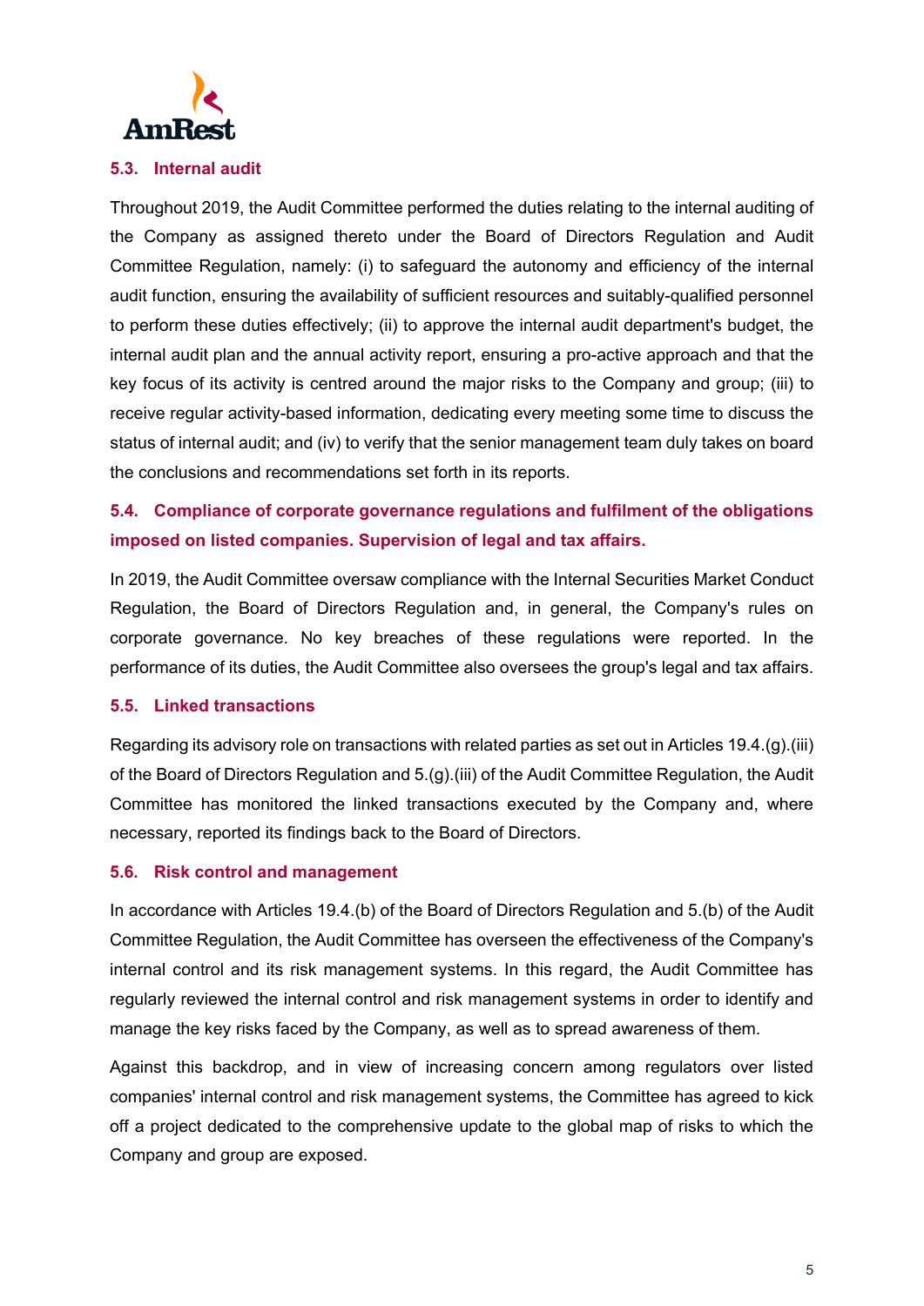### 5.3. Internal audit

Throughout 2019, the Audit Committee performed the duties relating to the internal auditing of the Company as assigned thereto under the Board of Directors Regulation and Audit Committee Regulation, namely: (i) to safeguard the autonomy and efficiency of the internal audit function, ensuring the availability of sufficient resources and suitably-qualified personnel to perform these duties effectively; (ii) to approve the internal audit department's budget, the internal audit plan and the annual activity report, ensuring a pro-active approach and that the key focus of its activity is centred around the major risks to the Company and group; (iii) to receive regular activity-based information, dedicating every meeting some time to discuss the status of internal audit; and (iv) to verify that the senior management team duly takes on board the conclusions and recommendations set forth in its reports.

### 5.4. Compliance of corporate governance regulations and fulfilment of the obligations imposed on listed companies. Supervision of legal and tax affairs.

In 2019, the Audit Committee oversaw compliance with the Internal Securities Market Conduct Regulation, the Board of Directors Regulation and, in general, the Company's rules on corporate governance. No key breaches of these regulations were reported. In the performance of its duties, the Audit Committee also oversees the group's legal and tax affairs.

### 5.5. Linked transactions

Regarding its advisory role on transactions with related parties as set out in Articles 19.4.(g).(iii) of the Board of Directors Regulation and 5.(g).(iii) of the Audit Committee Regulation, the Audit Committee has monitored the linked transactions executed by the Company and, where necessary, reported its findings back to the Board of Directors.

### 5.6. Risk control and management

In accordance with Articles 19.4.(b) of the Board of Directors Regulation and 5.(b) of the Audit Committee Regulation, the Audit Committee has overseen the effectiveness of the Company's internal control and its risk management systems. In this regard, the Audit Committee has regularly reviewed the internal control and risk management systems in order to identify and manage the key risks faced by the Company, as well as to spread awareness of them.

Against this backdrop, and in view of increasing concern among regulators over listed companies' internal control and risk management systems, the Committee has agreed to kick off a project dedicated to the comprehensive update to the global map of risks to which the Company and group are exposed.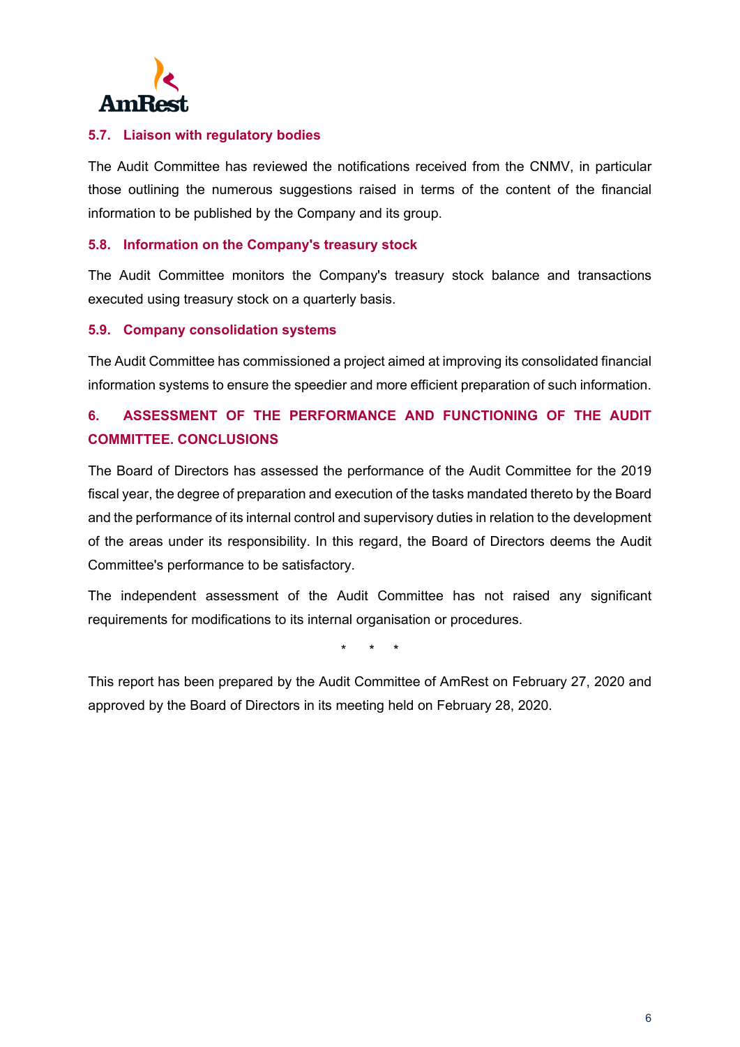### 5.7. Liaison with regulatory bodies

The Audit Committee has reviewed the notifications received from the CNMV, in particular those outlining the numerous suggestions raised in terms of the content of the financial information to be published by the Company and its group.

### 5.8. Information on the Company's treasury stock

The Audit Committee monitors the Company's treasury stock balance and transactions executed using treasury stock on a quarterly basis.

### 5.9. Company consolidation systems

The Audit Committee has commissioned a project aimed at improving its consolidated financial information systems to ensure the speedier and more efficient preparation of such information.

## 6. ASSESSMENT OF THE PERFORMANCE AND FUNCTIONING OF THE AUDIT COMMITTEE. CONCLUSIONS

The Board of Directors has assessed the performance of the Audit Committee for the 2019 fiscal year, the degree of preparation and execution of the tasks mandated thereto by the Board and the performance of its internal control and supervisory duties in relation to the development of the areas under its responsibility. In this regard, the Board of Directors deems the Audit Committee's performance to be satisfactory.

The independent assessment of the Audit Committee has not raised any significant requirements for modifications to its internal organisation or procedures.

\* \* \*

This report has been prepared by the Audit Committee of AmRest on February 27, 2020 and approved by the Board of Directors in its meeting held on February 28, 2020.